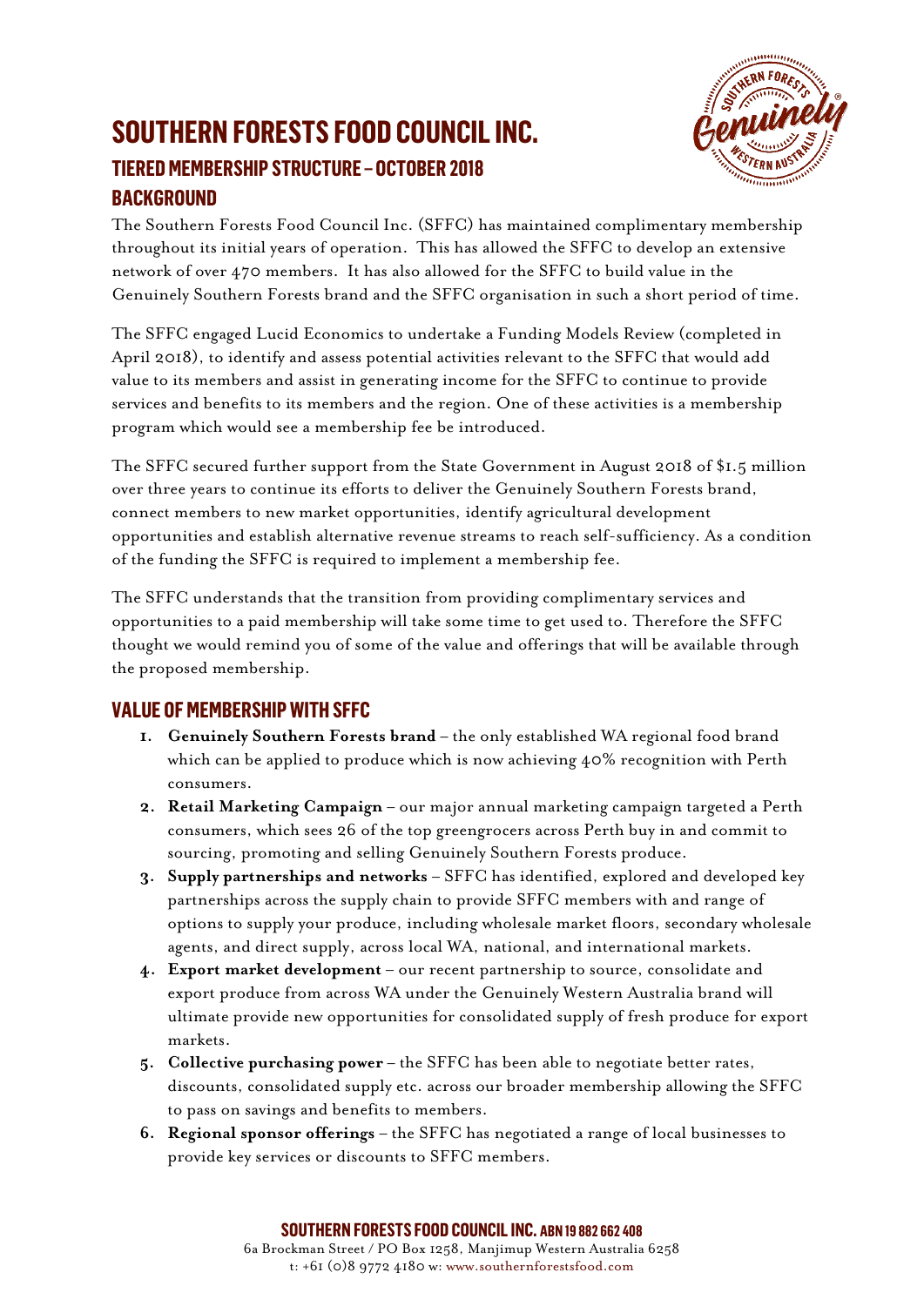# SOUTHERN FORESTS FOOD COUNCIL INC.

## TIERED MEMBERSHIP STRUCTURE – OCTOBER 2018

## BACKGROUND

The Southern Forests Food Council Inc. (SFFC) has maintained complimentary membership throughout its initial years of operation. This has allowed the SFFC to develop an extensive network of over 470 members. It has also allowed for the SFFC to build value in the Genuinely Southern Forests brand and the SFFC organisation in such a short period of time.

The SFFC engaged Lucid Economics to undertake a Funding Models Review (completed in April 2018), to identify and assess potential activities relevant to the SFFC that would add value to its members and assist in generating income for the SFFC to continue to provide services and benefits to its members and the region. One of these activities is a membership program which would see a membership fee be introduced.

The SFFC secured further support from the State Government in August 2018 of $1.5 million over three years to continue its efforts to deliver the Genuinely Southern Forests brand, connect members to new market opportunities, identify agricultural development opportunities and establish alternative revenue streams to reach self-sufficiency. As a condition of the funding the SFFC is required to implement a membership fee.

The SFFC understands that the transition from providing complimentary services and opportunities to a paid membership will take some time to get used to. Therefore the SFFC thought we would remind you of some of the value and offerings that will be available through the proposed membership.

## VALUE OF MEMBERSHIP WITH SFFC

1. **Genuinely Southern Forests brand** – the only established WA regional food brand which can be applied to produce which is now achieving 40% recognition with Perth consumers.
2. **Retail Marketing Campaign** – our major annual marketing campaign targeted a Perth consumers, which sees 26 of the top greengrocers across Perth buy in and commit to sourcing, promoting and selling Genuinely Southern Forests produce.
3. **Supply partnerships and networks** – SFFC has identified, explored and developed key partnerships across the supply chain to provide SFFC members with and range of options to supply your produce, including wholesale market floors, secondary wholesale agents, and direct supply, across local WA, national, and international markets.
4. **Export market development** – our recent partnership to source, consolidate and export produce from across WA under the Genuinely Western Australia brand will ultimate provide new opportunities for consolidated supply of fresh produce for export markets.
5. **Collective purchasing power** – the SFFC has been able to negotiate better rates, discounts, consolidated supply etc. across our broader membership allowing the SFFC to pass on savings and benefits to members.
6. **Regional sponsor offerings** – the SFFC has negotiated a range of local businesses to provide key services or discounts to SFFC members.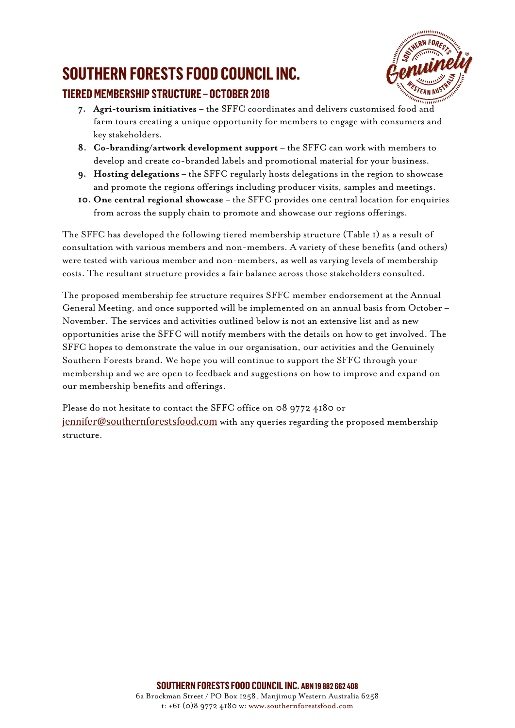7. **Agri-tourism initiatives** – the SFFC coordinates and delivers customised food and farm tours creating a unique opportunity for members to engage with consumers and key stakeholders.
8. **Co-branding/artwork development support** – the SFFC can work with members to develop and create co-branded labels and promotional material for your business.
9. **Hosting delegations** – the SFFC regularly hosts delegations in the region to showcase and promote the regions offerings including producer visits, samples and meetings.
10. **One central regional showcase** – the SFFC provides one central location for enquiries from across the supply chain to promote and showcase our regions offerings.

The SFFC has developed the following tiered membership structure (Table 1) as a result of consultation with various members and non-members. A variety of these benefits (and others) were tested with various member and non-members, as well as varying levels of membership costs. The resultant structure provides a fair balance across those stakeholders consulted.

The proposed membership fee structure requires SFFC member endorsement at the Annual General Meeting, and once supported will be implemented on an annual basis from October – November. The services and activities outlined below is not an extensive list and as new opportunities arise the SFFC will notify members with the details on how to get involved. The SFFC hopes to demonstrate the value in our organisation, our activities and the Genuinely Southern Forests brand. We hope you will continue to support the SFFC through your membership and we are open to feedback and suggestions on how to improve and expand on our membership benefits and offerings.

Please do not hesitate to contact the SFFC office on 08 9772 4180 or jennifer@southernforestsfood.com with any queries regarding the proposed membership structure.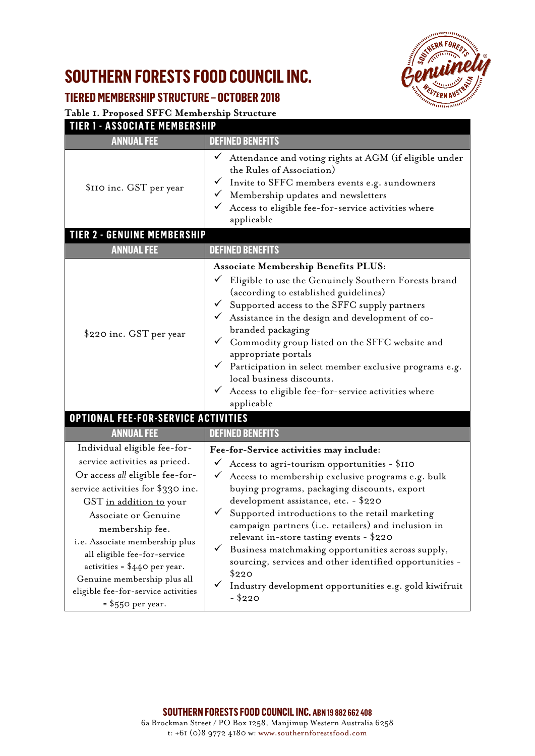# SOUTHERN FORESTS FOOD COUNCIL INC.

## TIERED MEMBERSHIP STRUCTURE – OCTOBER 2018

**Table 1. Proposed SFFC Membership Structure**

| **TIER 1 - ASSOCIATE MEMBERSHIP** | |
|---|---|
| **ANNUAL FEE** | **DEFINED BENEFITS** |
| $110 inc. GST per year | ✓ Attendance and voting rights at AGM (if eligible under the Rules of Association)<br>✓ Invite to SFFC members events e.g. sundowners<br>✓ Membership updates and newsletters<br>✓ Access to eligible fee-for-service activities where applicable |
| **TIER 2 - GENUINE MEMBERSHIP** | |
| **ANNUAL FEE** | **DEFINED BENEFITS** |
| $220 inc. GST per year | **Associate Membership Benefits PLUS:**<br>✓ Eligible to use the Genuinely Southern Forests brand (according to established guidelines)<br>✓ Supported access to the SFFC supply partners<br>✓ Assistance in the design and development of co-branded packaging<br>✓ Commodity group listed on the SFFC website and appropriate portals<br>✓ Participation in select member exclusive programs e.g. local business discounts.<br>✓ Access to eligible fee-for-service activities where applicable |
| **OPTIONAL FEE-FOR-SERVICE ACTIVITIES** | |
| **ANNUAL FEE** | **DEFINED BENEFITS** |
| Individual eligible fee-for-service activities as priced. Or access *all* eligible fee-for-service activities for $330 inc. GST in addition to your Associate or Genuine membership fee. i.e. Associate membership plus all eligible fee-for-service activities = $440 per year. Genuine membership plus all eligible fee-for-service activities = $550 per year. | **Fee-for-Service activities may include:**<br>✓ Access to agri-tourism opportunities - $110<br>✓ Access to membership exclusive programs e.g. bulk buying programs, packaging discounts, export development assistance, etc. - $220<br>✓ Supported introductions to the retail marketing campaign partners (i.e. retailers) and inclusion in relevant in-store tasting events - $220<br>✓ Business matchmaking opportunities across supply, sourcing, services and other identified opportunities - $220<br>✓ Industry development opportunities e.g. gold kiwifruit - $220 |

**SOUTHERN FORESTS FOOD COUNCIL INC.** ABN 19 882 662 408
6a Brockman Street / PO Box 1258, Manjimup Western Australia 6258
t: +61 (0)8 9772 4180 w: www.southernforestsfood.com